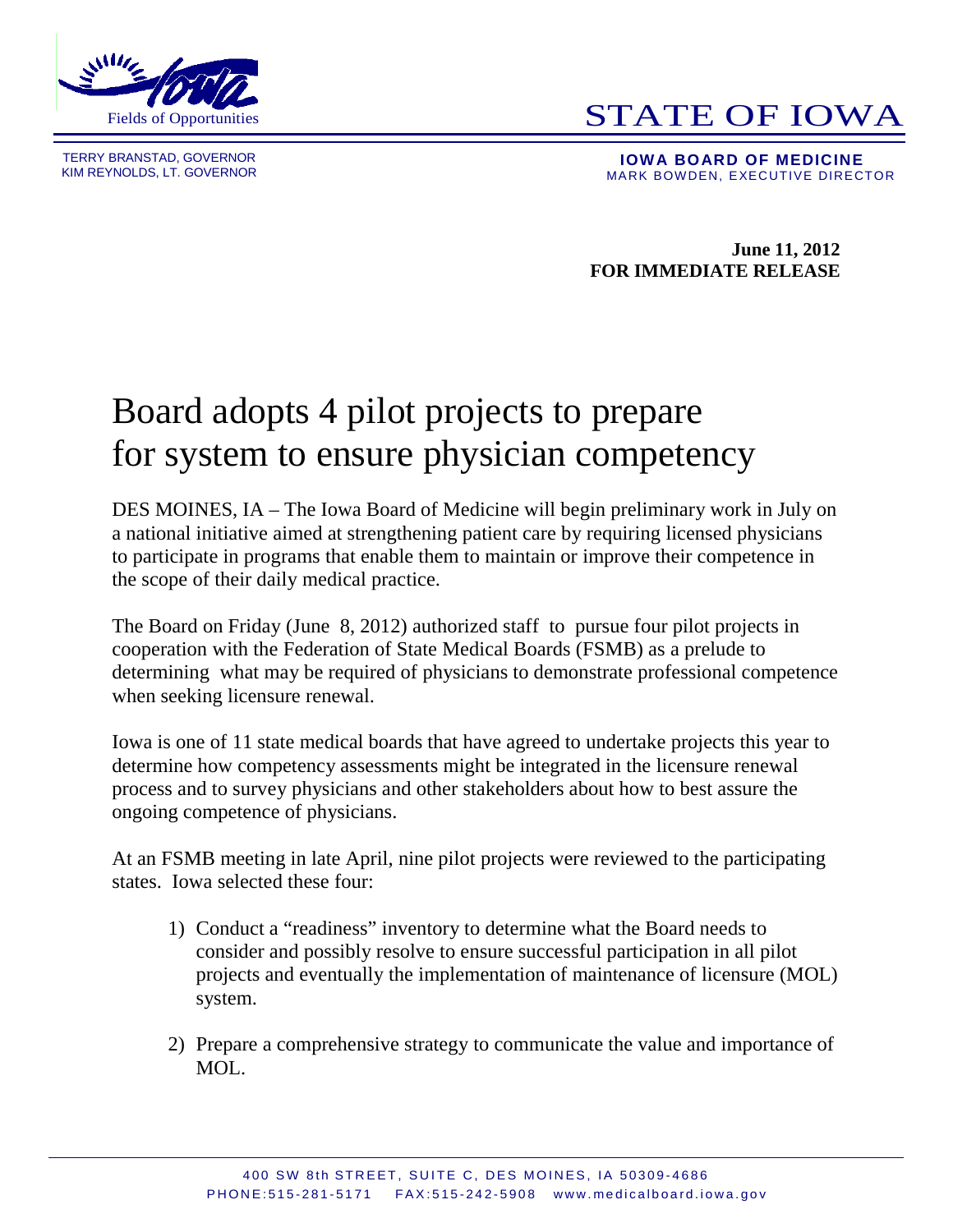Fields of Opportunities

STATE OF IOWA

TERRY BRANSTAD, GOVERNOR
KIM REYNOLDS, LT. GOVERNOR

**IOWA BOARD OF MEDICINE**
MARK BOWDEN, EXECUTIVE DIRECTOR

**June 11, 2012**
**FOR IMMEDIATE RELEASE**

# Board adopts 4 pilot projects to prepare for system to ensure physician competency

DES MOINES, IA – The Iowa Board of Medicine will begin preliminary work in July on a national initiative aimed at strengthening patient care by requiring licensed physicians to participate in programs that enable them to maintain or improve their competence in the scope of their daily medical practice.

The Board on Friday (June 8, 2012) authorized staff to pursue four pilot projects in cooperation with the Federation of State Medical Boards (FSMB) as a prelude to determining what may be required of physicians to demonstrate professional competence when seeking licensure renewal.

Iowa is one of 11 state medical boards that have agreed to undertake projects this year to determine how competency assessments might be integrated in the licensure renewal process and to survey physicians and other stakeholders about how to best assure the ongoing competence of physicians.

At an FSMB meeting in late April, nine pilot projects were reviewed to the participating states. Iowa selected these four:

1) Conduct a "readiness" inventory to determine what the Board needs to consider and possibly resolve to ensure successful participation in all pilot projects and eventually the implementation of maintenance of licensure (MOL) system.

2) Prepare a comprehensive strategy to communicate the value and importance of MOL.

400 SW 8th STREET, SUITE C, DES MOINES, IA 50309-4686
PHONE:515-281-5171 FAX:515-242-5908 www.medicalboard.iowa.gov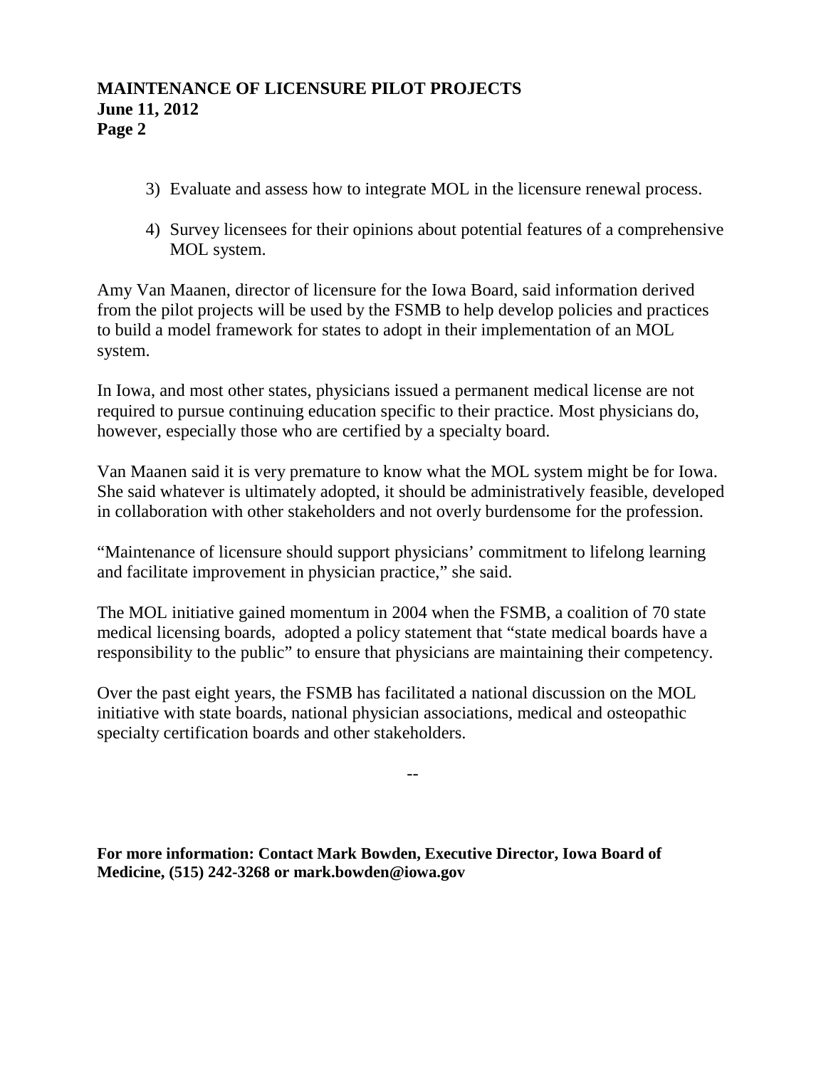3) Evaluate and assess how to integrate MOL in the licensure renewal process.

4) Survey licensees for their opinions about potential features of a comprehensive MOL system.

Amy Van Maanen, director of licensure for the Iowa Board, said information derived from the pilot projects will be used by the FSMB to help develop policies and practices to build a model framework for states to adopt in their implementation of an MOL system.

In Iowa, and most other states, physicians issued a permanent medical license are not required to pursue continuing education specific to their practice. Most physicians do, however, especially those who are certified by a specialty board.

Van Maanen said it is very premature to know what the MOL system might be for Iowa. She said whatever is ultimately adopted, it should be administratively feasible, developed in collaboration with other stakeholders and not overly burdensome for the profession.

"Maintenance of licensure should support physicians' commitment to lifelong learning and facilitate improvement in physician practice," she said.

The MOL initiative gained momentum in 2004 when the FSMB, a coalition of 70 state medical licensing boards, adopted a policy statement that "state medical boards have a responsibility to the public" to ensure that physicians are maintaining their competency.

Over the past eight years, the FSMB has facilitated a national discussion on the MOL initiative with state boards, national physician associations, medical and osteopathic specialty certification boards and other stakeholders.

--

**For more information: Contact Mark Bowden, Executive Director, Iowa Board of Medicine, (515) 242-3268 or mark.bowden@iowa.gov**